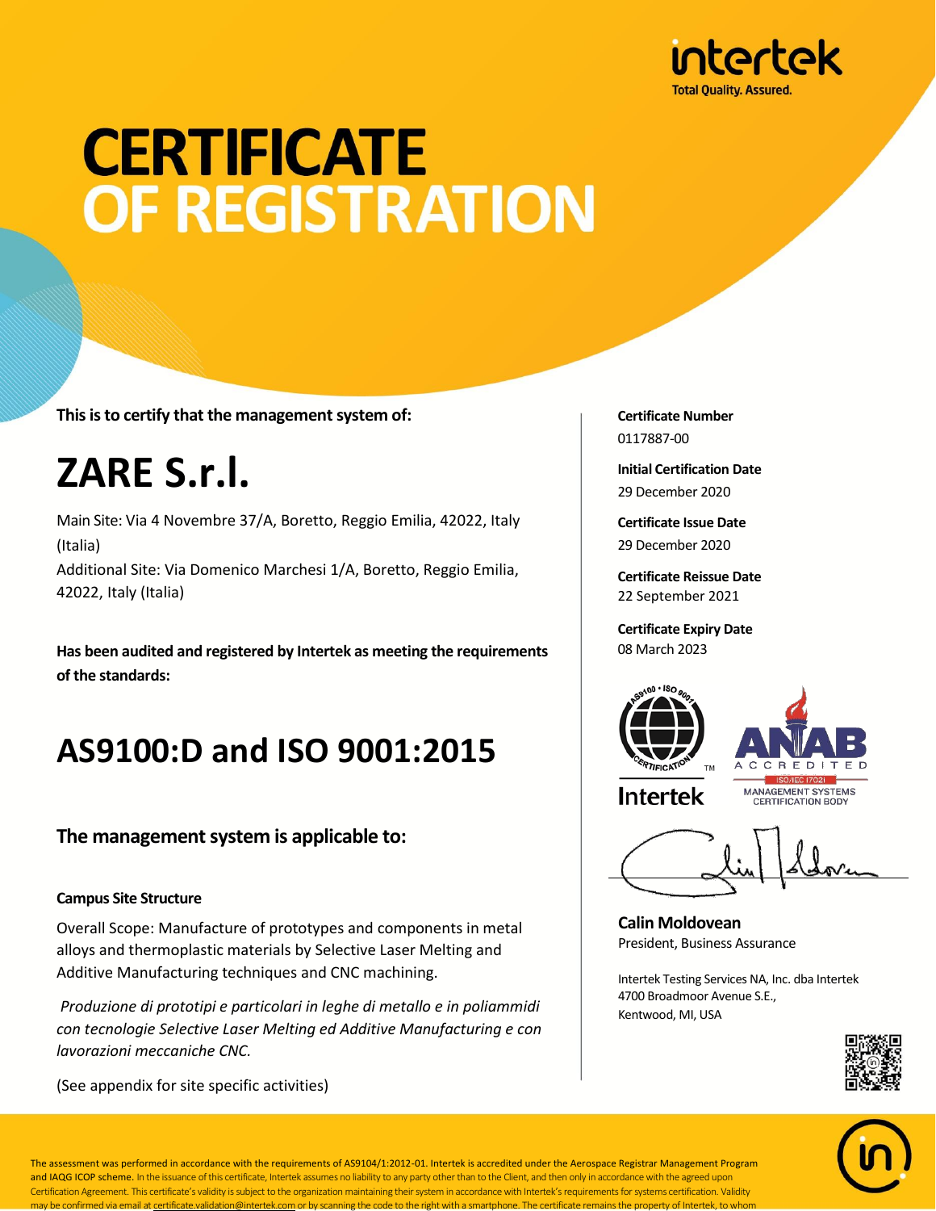intertek
Total Quality. Assured.

# CERTIFICATE OF REGISTRATION

**This is to certify that the management system of:**

# ZARE S.r.l.

Main Site: Via 4 Novembre 37/A, Boretto, Reggio Emilia, 42022, Italy (Italia)
Additional Site: Via Domenico Marchesi 1/A, Boretto, Reggio Emilia, 42022, Italy (Italia)

**Has been audited and registered by Intertek as meeting the requirements of the standards:**

# AS9100:D and ISO 9001:2015

## The management system is applicable to:

**Campus Site Structure**

Overall Scope: Manufacture of prototypes and components in metal alloys and thermoplastic materials by Selective Laser Melting and Additive Manufacturing techniques and CNC machining.

*Produzione di prototipi e particolari in leghe di metallo e in poliammidi con tecnologie Selective Laser Melting ed Additive Manufacturing e con lavorazioni meccaniche CNC.*

(See appendix for site specific activities)

**Certificate Number**
0117887-00

**Initial Certification Date**
29 December 2020

**Certificate Issue Date**
29 December 2020

**Certificate Reissue Date**
22 September 2021

**Certificate Expiry Date**
08 March 2023

AS9100 • ISO 9001 CERTIFICATION™ Intertek

ANAB ACCREDITED ISO/IEC 17021 MANAGEMENT SYSTEMS CERTIFICATION BODY

**Calin Moldovean**
President, Business Assurance

Intertek Testing Services NA, Inc. dba Intertek
4700 Broadmoor Avenue S.E.,
Kentwood, MI, USA

The assessment was performed in accordance with the requirements of AS9104/1:2012-01. Intertek is accredited under the Aerospace Registrar Management Program and IAQG ICOP scheme. In the issuance of this certificate, Intertek assumes no liability to any party other than to the Client, and then only in accordance with the agreed upon Certification Agreement. This certificate's validity is subject to the organization maintaining their system in accordance with Intertek's requirements for systems certification. Validity may be confirmed via email at certificate.validation@intertek.com or by scanning the code to the right with a smartphone. The certificate remains the property of Intertek, to whom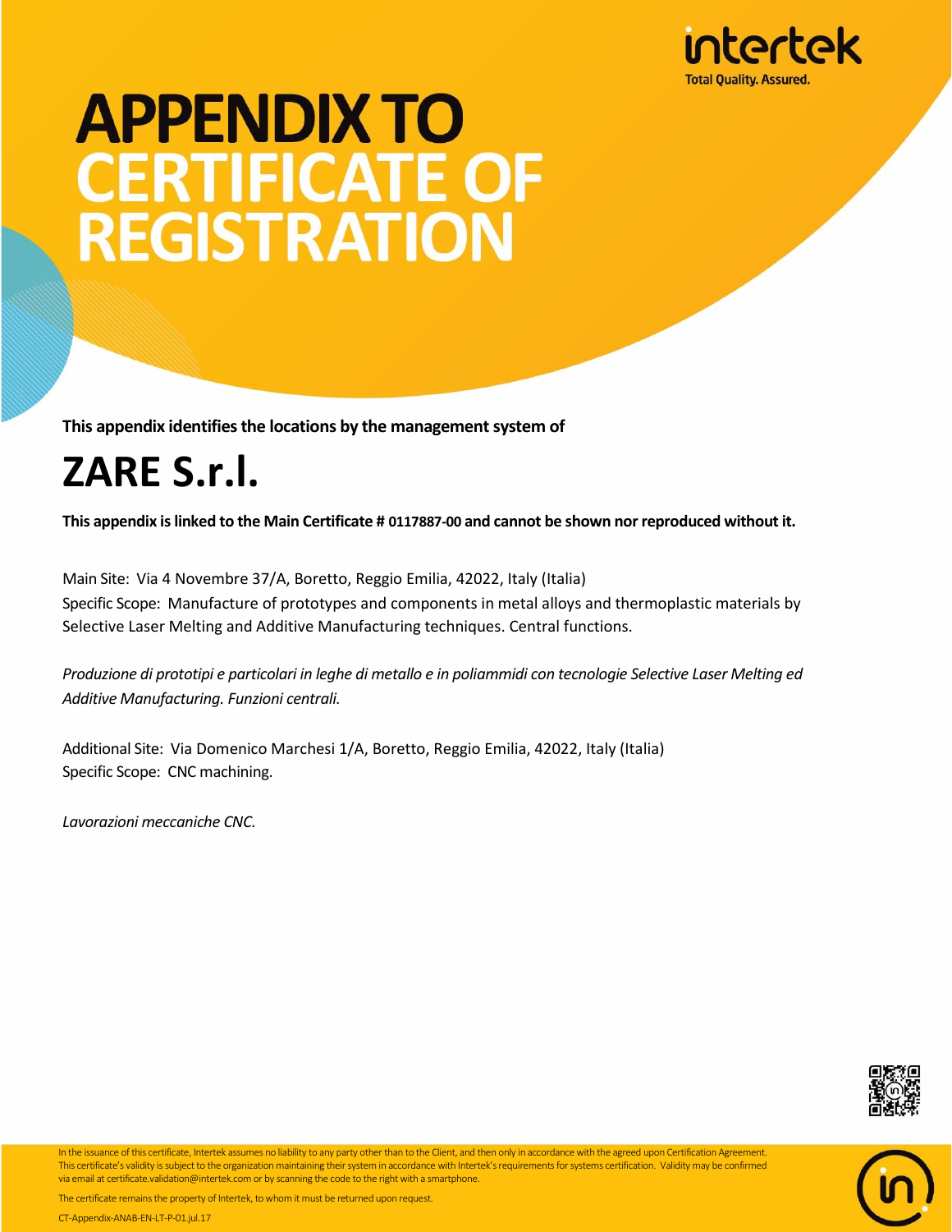# APPENDIX TO CERTIFICATE OF REGISTRATION

**This appendix identifies the locations by the management system of**

# ZARE S.r.l.

**This appendix is linked to the Main Certificate # 0117887-00 and cannot be shown nor reproduced without it.**

Main Site: Via 4 Novembre 37/A, Boretto, Reggio Emilia, 42022, Italy (Italia)
Specific Scope: Manufacture of prototypes and components in metal alloys and thermoplastic materials by Selective Laser Melting and Additive Manufacturing techniques. Central functions.

*Produzione di prototipi e particolari in leghe di metallo e in poliammidi con tecnologie Selective Laser Melting ed Additive Manufacturing. Funzioni centrali.*

Additional Site: Via Domenico Marchesi 1/A, Boretto, Reggio Emilia, 42022, Italy (Italia)
Specific Scope: CNC machining.

*Lavorazioni meccaniche CNC.*

In the issuance of this certificate, Intertek assumes no liability to any party other than to the Client, and then only in accordance with the agreed upon Certification Agreement. This certificate's validity is subject to the organization maintaining their system in accordance with Intertek's requirements for systems certification. Validity may be confirmed via email at certificate.validation@intertek.com or by scanning the code to the right with a smartphone.

The certificate remains the property of Intertek, to whom it must be returned upon request.

CT-Appendix-ANAB-EN-LT-P-01.jul.17